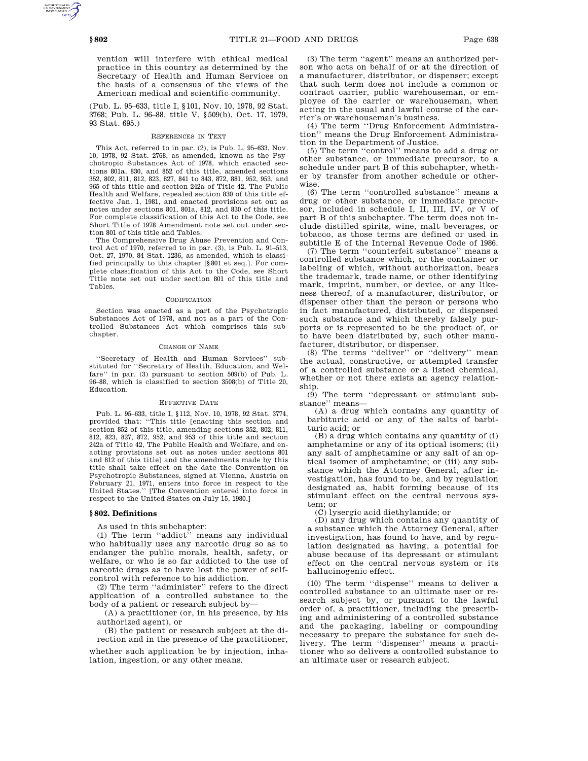vention will interfere with ethical medical practice in this country as determined by the Secretary of Health and Human Services on the basis of a consensus of the views of the American medical and scientific community.

(Pub. L. 95–633, title I, §101, Nov. 10, 1978, 92 Stat. 3768; Pub. L. 96–88, title V, §509(b), Oct. 17, 1979, 93 Stat. 695.)

REFERENCES IN TEXT

This Act, referred to in par. (2), is Pub. L. 95–633, Nov. 10, 1978, 92 Stat. 2768, as amended, known as the Psychotropic Substances Act of 1978, which enacted sections 801a, 830, and 852 of this title, amended sections 352, 802, 811, 812, 823, 827, 841 to 843, 872, 881, 952, 953, and 965 of this title and section 242a of Title 42, The Public Health and Welfare, repealed section 830 of this title effective Jan. 1, 1981, and enacted provisions set out as notes under sections 801, 801a, 812, and 830 of this title. For complete classification of this Act to the Code, see Short Title of 1978 Amendment note set out under section 801 of this title and Tables.

The Comprehensive Drug Abuse Prevention and Control Act of 1970, referred to in par. (3), is Pub. L. 91–513, Oct. 27, 1970, 84 Stat. 1236, as amended, which is classified principally to this chapter [§801 et seq.]. For complete classification of this Act to the Code, see Short Title note set out under section 801 of this title and Tables.

CODIFICATION

Section was enacted as a part of the Psychotropic Substances Act of 1978, and not as a part of the Controlled Substances Act which comprises this subchapter.

CHANGE OF NAME

''Secretary of Health and Human Services'' substituted for ''Secretary of Health, Education, and Welfare'' in par. (3) pursuant to section 509(b) of Pub. L. 96–88, which is classified to section 3508(b) of Title 20, Education.

EFFECTIVE DATE

Pub. L. 95–633, title I, §112, Nov. 10, 1978, 92 Stat. 3774, provided that: ''This title [enacting this section and section 852 of this title, amending sections 352, 802, 811, 812, 823, 827, 872, 952, and 953 of this title and section 242a of Title 42, The Public Health and Welfare, and enacting provisions set out as notes under sections 801 and 812 of this title] and the amendments made by this title shall take effect on the date the Convention on Psychotropic Substances, signed at Vienna, Austria on February 21, 1971, enters into force in respect to the United States.'' [The Convention entered into force in respect to the United States on July 15, 1980.]

## §802. Definitions

As used in this subchapter:

(1) The term ''addict'' means any individual who habitually uses any narcotic drug so as to endanger the public morals, health, safety, or welfare, or who is so far addicted to the use of narcotic drugs as to have lost the power of self-control with reference to his addiction.

(2) The term ''administer'' refers to the direct application of a controlled substance to the body of a patient or research subject by—

(A) a practitioner (or, in his presence, by his authorized agent), or

(B) the patient or research subject at the direction and in the presence of the practitioner,

whether such application be by injection, inhalation, ingestion, or any other means.

(3) The term ''agent'' means an authorized person who acts on behalf of or at the direction of a manufacturer, distributor, or dispenser; except that such term does not include a common or contract carrier, public warehouseman, or employee of the carrier or warehouseman, when acting in the usual and lawful course of the carrier's or warehouseman's business.

(4) The term ''Drug Enforcement Administration'' means the Drug Enforcement Administration in the Department of Justice.

(5) The term ''control'' means to add a drug or other substance, or immediate precursor, to a schedule under part B of this subchapter, whether by transfer from another schedule or otherwise.

(6) The term ''controlled substance'' means a drug or other substance, or immediate precursor, included in schedule I, II, III, IV, or V of part B of this subchapter. The term does not include distilled spirits, wine, malt beverages, or tobacco, as those terms are defined or used in subtitle E of the Internal Revenue Code of 1986.

(7) The term ''counterfeit substance'' means a controlled substance which, or the container or labeling of which, without authorization, bears the trademark, trade name, or other identifying mark, imprint, number, or device, or any likeness thereof, of a manufacturer, distributor, or dispenser other than the person or persons who in fact manufactured, distributed, or dispensed such substance and which thereby falsely purports or is represented to be the product of, or to have been distributed by, such other manufacturer, distributor, or dispenser.

(8) The terms ''deliver'' or ''delivery'' mean the actual, constructive, or attempted transfer of a controlled substance or a listed chemical, whether or not there exists an agency relationship.

(9) The term ''depressant or stimulant substance'' means—

(A) a drug which contains any quantity of barbituric acid or any of the salts of barbituric acid; or

(B) a drug which contains any quantity of (i) amphetamine or any of its optical isomers; (ii) any salt of amphetamine or any salt of an optical isomer of amphetamine; or (iii) any substance which the Attorney General, after investigation, has found to be, and by regulation designated as, habit forming because of its stimulant effect on the central nervous system; or

(C) lysergic acid diethylamide; or

(D) any drug which contains any quantity of a substance which the Attorney General, after investigation, has found to have, and by regulation designated as having, a potential for abuse because of its depressant or stimulant effect on the central nervous system or its hallucinogenic effect.

(10) The term ''dispense'' means to deliver a controlled substance to an ultimate user or research subject by, or pursuant to the lawful order of, a practitioner, including the prescribing and administering of a controlled substance and the packaging, labeling or compounding necessary to prepare the substance for such delivery. The term ''dispenser'' means a practitioner who so delivers a controlled substance to an ultimate user or research subject.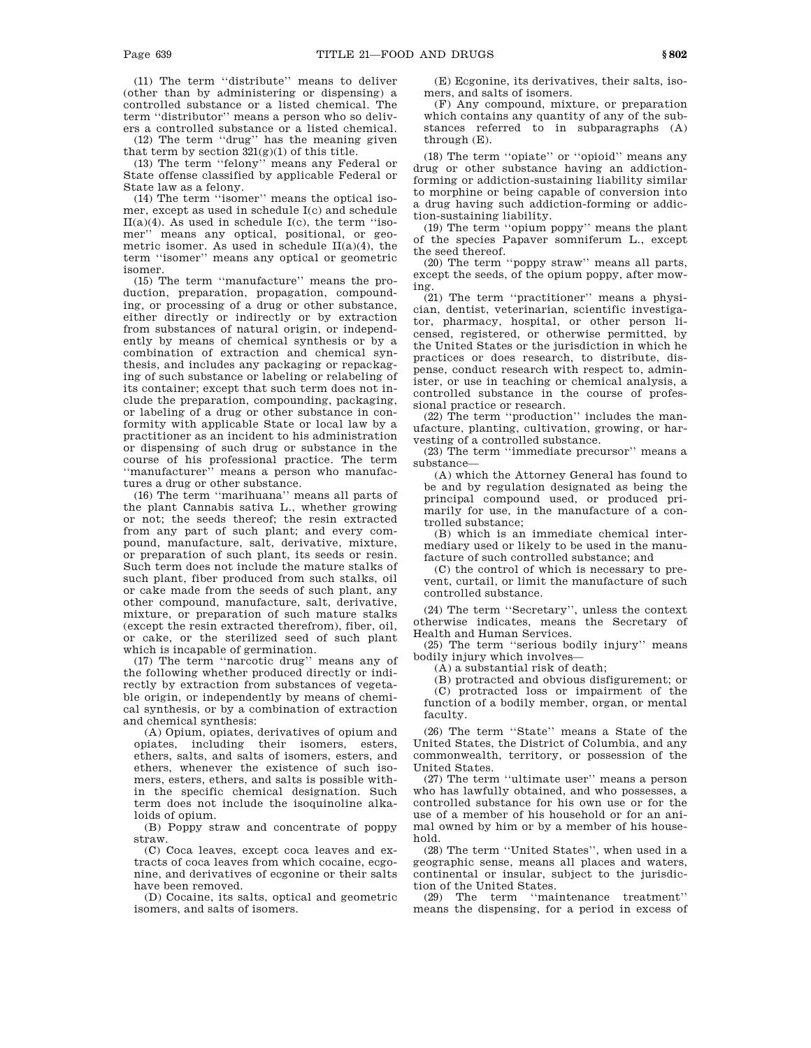(11) The term "distribute" means to deliver (other than by administering or dispensing) a controlled substance or a listed chemical. The term "distributor" means a person who so delivers a controlled substance or a listed chemical.

(12) The term "drug" has the meaning given that term by section 321(g)(1) of this title.

(13) The term "felony" means any Federal or State offense classified by applicable Federal or State law as a felony.

(14) The term "isomer" means the optical isomer, except as used in schedule I(c) and schedule II(a)(4). As used in schedule I(c), the term "isomer" means any optical, positional, or geometric isomer. As used in schedule II(a)(4), the term "isomer" means any optical or geometric isomer.

(15) The term "manufacture" means the production, preparation, propagation, compounding, or processing of a drug or other substance, either directly or indirectly or by extraction from substances of natural origin, or independently by means of chemical synthesis or by a combination of extraction and chemical synthesis, and includes any packaging or repackaging of such substance or labeling or relabeling of its container; except that such term does not include the preparation, compounding, packaging, or labeling of a drug or other substance in conformity with applicable State or local law by a practitioner as an incident to his administration or dispensing of such drug or substance in the course of his professional practice. The term "manufacturer" means a person who manufactures a drug or other substance.

(16) The term "marihuana" means all parts of the plant Cannabis sativa L., whether growing or not; the seeds thereof; the resin extracted from any part of such plant; and every compound, manufacture, salt, derivative, mixture, or preparation of such plant, its seeds or resin. Such term does not include the mature stalks of such plant, fiber produced from such stalks, oil or cake made from the seeds of such plant, any other compound, manufacture, salt, derivative, mixture, or preparation of such mature stalks (except the resin extracted therefrom), fiber, oil, or cake, or the sterilized seed of such plant which is incapable of germination.

(17) The term "narcotic drug" means any of the following whether produced directly or indirectly by extraction from substances of vegetable origin, or independently by means of chemical synthesis, or by a combination of extraction and chemical synthesis:

(A) Opium, opiates, derivatives of opium and opiates, including their isomers, esters, ethers, salts, and salts of isomers, esters, and ethers, whenever the existence of such isomers, esters, ethers, and salts is possible within the specific chemical designation. Such term does not include the isoquinoline alkaloids of opium.

(B) Poppy straw and concentrate of poppy straw.

(C) Coca leaves, except coca leaves and extracts of coca leaves from which cocaine, ecgonine, and derivatives of ecgonine or their salts have been removed.

(D) Cocaine, its salts, optical and geometric isomers, and salts of isomers.

(E) Ecgonine, its derivatives, their salts, isomers, and salts of isomers.

(F) Any compound, mixture, or preparation which contains any quantity of any of the substances referred to in subparagraphs (A) through (E).

(18) The term "opiate" or "opioid" means any drug or other substance having an addiction-forming or addiction-sustaining liability similar to morphine or being capable of conversion into a drug having such addiction-forming or addiction-sustaining liability.

(19) The term "opium poppy" means the plant of the species Papaver somniferum L., except the seed thereof.

(20) The term "poppy straw" means all parts, except the seeds, of the opium poppy, after mowing.

(21) The term "practitioner" means a physician, dentist, veterinarian, scientific investigator, pharmacy, hospital, or other person licensed, registered, or otherwise permitted, by the United States or the jurisdiction in which he practices or does research, to distribute, dispense, conduct research with respect to, administer, or use in teaching or chemical analysis, a controlled substance in the course of professional practice or research.

(22) The term "production" includes the manufacture, planting, cultivation, growing, or harvesting of a controlled substance.

(23) The term "immediate precursor" means a substance—

(A) which the Attorney General has found to be and by regulation designated as being the principal compound used, or produced primarily for use, in the manufacture of a controlled substance;

(B) which is an immediate chemical intermediary used or likely to be used in the manufacture of such controlled substance; and

(C) the control of which is necessary to prevent, curtail, or limit the manufacture of such controlled substance.

(24) The term "Secretary", unless the context otherwise indicates, means the Secretary of Health and Human Services.

(25) The term "serious bodily injury" means bodily injury which involves—

(A) a substantial risk of death;

(B) protracted and obvious disfigurement; or

(C) protracted loss or impairment of the function of a bodily member, organ, or mental faculty.

(26) The term "State" means a State of the United States, the District of Columbia, and any commonwealth, territory, or possession of the United States.

(27) The term "ultimate user" means a person who has lawfully obtained, and who possesses, a controlled substance for his own use or for the use of a member of his household or for an animal owned by him or by a member of his household.

(28) The term "United States", when used in a geographic sense, means all places and waters, continental or insular, subject to the jurisdiction of the United States.

(29) The term "maintenance treatment" means the dispensing, for a period in excess of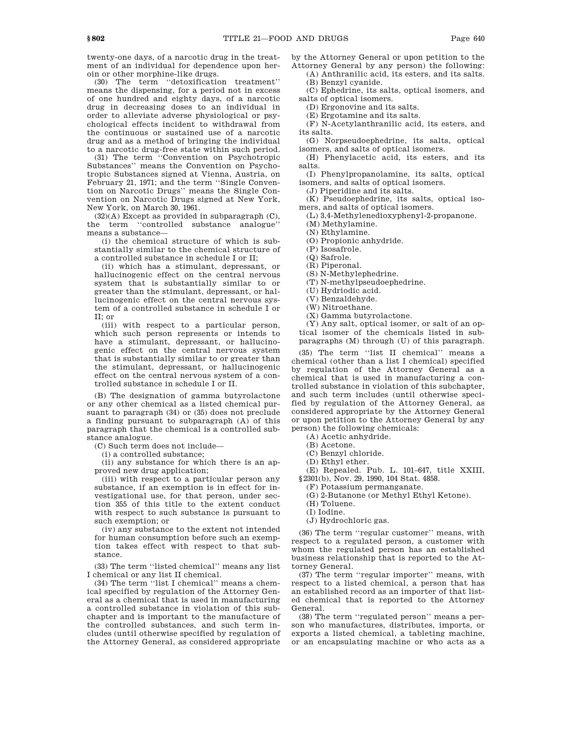twenty-one days, of a narcotic drug in the treatment of an individual for dependence upon heroin or other morphine-like drugs.

(30) The term ''detoxification treatment'' means the dispensing, for a period not in excess of one hundred and eighty days, of a narcotic drug in decreasing doses to an individual in order to alleviate adverse physiological or psychological effects incident to withdrawal from the continuous or sustained use of a narcotic drug and as a method of bringing the individual to a narcotic drug-free state within such period.

(31) The term ''Convention on Psychotropic Substances'' means the Convention on Psychotropic Substances signed at Vienna, Austria, on February 21, 1971; and the term ''Single Convention on Narcotic Drugs'' means the Single Convention on Narcotic Drugs signed at New York, New York, on March 30, 1961.

(32)(A) Except as provided in subparagraph (C), the term ''controlled substance analogue'' means a substance—

(i) the chemical structure of which is substantially similar to the chemical structure of a controlled substance in schedule I or II;

(ii) which has a stimulant, depressant, or hallucinogenic effect on the central nervous system that is substantially similar to or greater than the stimulant, depressant, or hallucinogenic effect on the central nervous system of a controlled substance in schedule I or II; or

(iii) with respect to a particular person, which such person represents or intends to have a stimulant, depressant, or hallucinogenic effect on the central nervous system that is substantially similar to or greater than the stimulant, depressant, or hallucinogenic effect on the central nervous system of a controlled substance in schedule I or II.

(B) The designation of gamma butyrolactone or any other chemical as a listed chemical pursuant to paragraph (34) or (35) does not preclude a finding pursuant to subparagraph (A) of this paragraph that the chemical is a controlled substance analogue.

(C) Such term does not include—

(i) a controlled substance;

(ii) any substance for which there is an approved new drug application;

(iii) with respect to a particular person any substance, if an exemption is in effect for investigational use, for that person, under section 355 of this title to the extent conduct with respect to such substance is pursuant to such exemption; or

(iv) any substance to the extent not intended for human consumption before such an exemption takes effect with respect to that substance.

(33) The term ''listed chemical'' means any list I chemical or any list II chemical.

(34) The term ''list I chemical'' means a chemical specified by regulation of the Attorney General as a chemical that is used in manufacturing a controlled substance in violation of this subchapter and is important to the manufacture of the controlled substances, and such term includes (until otherwise specified by regulation of the Attorney General, as considered appropriate by the Attorney General or upon petition to the Attorney General by any person) the following:

(A) Anthranilic acid, its esters, and its salts.

(B) Benzyl cyanide.

(C) Ephedrine, its salts, optical isomers, and salts of optical isomers.

(D) Ergonovine and its salts.

(E) Ergotamine and its salts.

(F) N-Acetylanthranilic acid, its esters, and its salts.

(G) Norpseudoephedrine, its salts, optical isomers, and salts of optical isomers.

(H) Phenylacetic acid, its esters, and its salts.

(I) Phenylpropanolamine, its salts, optical isomers, and salts of optical isomers.

(J) Piperidine and its salts.

(K) Pseudoephedrine, its salts, optical isomers, and salts of optical isomers.

(L) 3,4-Methylenedioxyphenyl-2-propanone.

(M) Methylamine.

(N) Ethylamine.

(O) Propionic anhydride.

(P) Isosafrole.

(Q) Safrole.

(R) Piperonal.

(S) N-Methylephedrine.

(T) N-methylpseudoephedrine.

(U) Hydriodic acid.

(V) Benzaldehyde.

(W) Nitroethane.

(X) Gamma butyrolactone.

(Y) Any salt, optical isomer, or salt of an optical isomer of the chemicals listed in subparagraphs (M) through (U) of this paragraph.

(35) The term ''list II chemical'' means a chemical (other than a list I chemical) specified by regulation of the Attorney General as a chemical that is used in manufacturing a controlled substance in violation of this subchapter, and such term includes (until otherwise specified by regulation of the Attorney General, as considered appropriate by the Attorney General or upon petition to the Attorney General by any person) the following chemicals:

(A) Acetic anhydride.

(B) Acetone.

(C) Benzyl chloride.

(D) Ethyl ether.

(E) Repealed. Pub. L. 101–647, title XXIII, §2301(b), Nov. 29, 1990, 104 Stat. 4858.

(F) Potassium permanganate.

(G) 2-Butanone (or Methyl Ethyl Ketone).

(H) Toluene.

(I) Iodine.

(J) Hydrochloric gas.

(36) The term ''regular customer'' means, with respect to a regulated person, a customer with whom the regulated person has an established business relationship that is reported to the Attorney General.

(37) The term ''regular importer'' means, with respect to a listed chemical, a person that has an established record as an importer of that listed chemical that is reported to the Attorney General.

(38) The term ''regulated person'' means a person who manufactures, distributes, imports, or exports a listed chemical, a tableting machine, or an encapsulating machine or who acts as a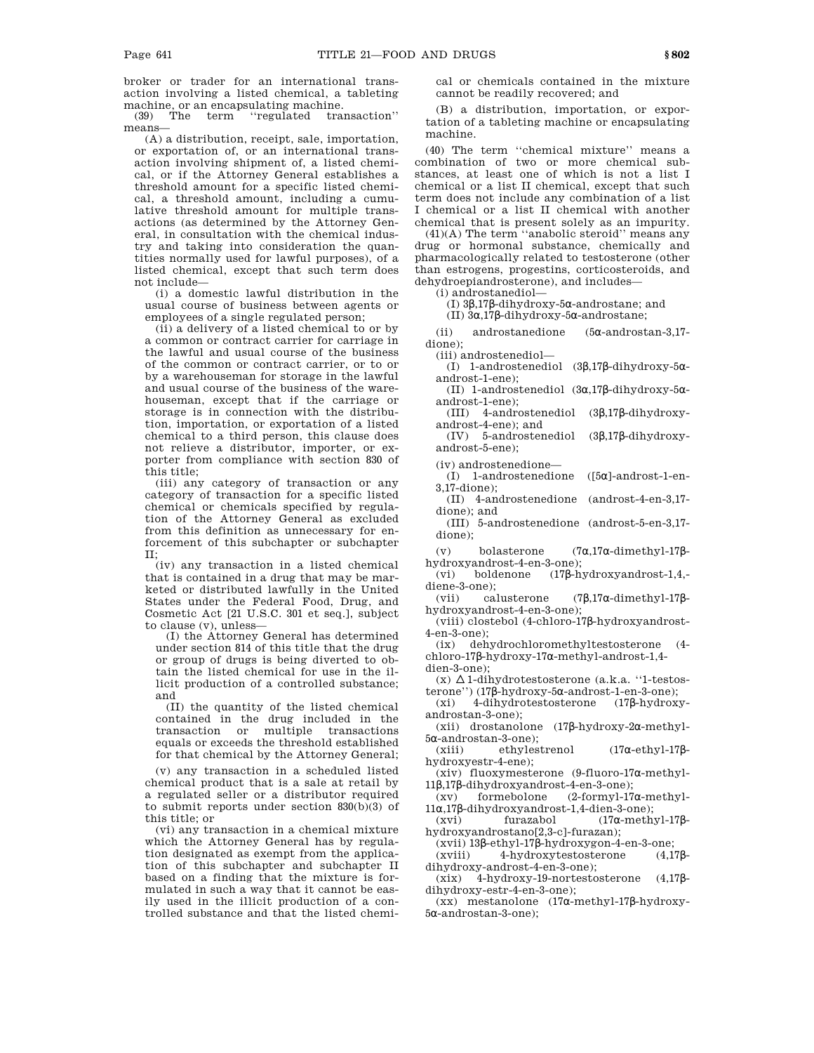broker or trader for an international transaction involving a listed chemical, a tableting machine, or an encapsulating machine.

(39) The term ''regulated transaction'' means—

(A) a distribution, receipt, sale, importation, or exportation of, or an international transaction involving shipment of, a listed chemical, or if the Attorney General establishes a threshold amount for a specific listed chemical, a threshold amount, including a cumulative threshold amount for multiple transactions (as determined by the Attorney General, in consultation with the chemical industry and taking into consideration the quantities normally used for lawful purposes), of a listed chemical, except that such term does not include—

(i) a domestic lawful distribution in the usual course of business between agents or employees of a single regulated person;

(ii) a delivery of a listed chemical to or by a common or contract carrier for carriage in the lawful and usual course of the business of the common or contract carrier, or to or by a warehouseman for storage in the lawful and usual course of the business of the warehouseman, except that if the carriage or storage is in connection with the distribution, importation, or exportation of a listed chemical to a third person, this clause does not relieve a distributor, importer, or exporter from compliance with section 830 of this title;

(iii) any category of transaction or any category of transaction for a specific listed chemical or chemicals specified by regulation of the Attorney General as excluded from this definition as unnecessary for enforcement of this subchapter or subchapter II;

(iv) any transaction in a listed chemical that is contained in a drug that may be marketed or distributed lawfully in the United States under the Federal Food, Drug, and Cosmetic Act [21 U.S.C. 301 et seq.], subject to clause (v), unless—

(I) the Attorney General has determined under section 814 of this title that the drug or group of drugs is being diverted to obtain the listed chemical for use in the illicit production of a controlled substance; and

(II) the quantity of the listed chemical contained in the drug included in the transaction or multiple transactions equals or exceeds the threshold established for that chemical by the Attorney General;

(v) any transaction in a scheduled listed chemical product that is a sale at retail by a regulated seller or a distributor required to submit reports under section 830(b)(3) of this title; or

(vi) any transaction in a chemical mixture which the Attorney General has by regulation designated as exempt from the application of this subchapter and subchapter II based on a finding that the mixture is formulated in such a way that it cannot be easily used in the illicit production of a controlled substance and that the listed chemical or chemicals contained in the mixture cannot be readily recovered; and

(B) a distribution, importation, or exportation of a tableting machine or encapsulating machine.

(40) The term ''chemical mixture'' means a combination of two or more chemical substances, at least one of which is not a list I chemical or a list II chemical, except that such term does not include any combination of a list I chemical or a list II chemical with another chemical that is present solely as an impurity.

(41)(A) The term ''anabolic steroid'' means any drug or hormonal substance, chemically and pharmacologically related to testosterone (other than estrogens, progestins, corticosteroids, and dehydroepiandrosterone), and includes—

(i) androstanediol—

(I) 3β,17β-dihydroxy-5α-androstane; and

(II) 3α,17β-dihydroxy-5α-androstane;

(ii) androstanedione (5α-androstan-3,17-dione);

(iii) androstenediol—

(I) 1-androstenediol (3β,17β-dihydroxy-5α-androst-1-ene);

(II) 1-androstenediol (3α,17β-dihydroxy-5α-androst-1-ene);

(III) 4-androstenediol (3β,17β-dihydroxy-androst-4-ene); and

(IV) 5-androstenediol (3β,17β-dihydroxy-androst-5-ene);

(iv) androstenedione—

(I) 1-androstenedione ([5α]-androst-1-en-3,17-dione);

(II) 4-androstenedione (androst-4-en-3,17-dione); and

(III) 5-androstenedione (androst-5-en-3,17-dione);

(v) bolasterone (7α,17α-dimethyl-17β-hydroxyandrost-4-en-3-one);

(vi) boldenone (17β-hydroxyandrost-1,4,-diene-3-one);

(vii) calusterone (7β,17α-dimethyl-17β-hydroxyandrost-4-en-3-one);

(viii) clostebol (4-chloro-17β-hydroxyandrost-4-en-3-one);

(ix) dehydrochloromethyltestosterone (4-chloro-17β-hydroxy-17α-methyl-androst-1,4-dien-3-one);

(x) Δ1-dihydrotestosterone (a.k.a. ''1-testosterone'') (17β-hydroxy-5α-androst-1-en-3-one);

(xi) 4-dihydrotestosterone (17β-hydroxy-androstan-3-one);

(xii) drostanolone (17β-hydroxy-2α-methyl-5α-androstan-3-one);

(xiii) ethylestrenol (17α-ethyl-17β-hydroxyestr-4-ene);

(xiv) fluoxymesterone (9-fluoro-17α-methyl-11β,17β-dihydroxyandrost-4-en-3-one);

(xv) formebolone (2-formyl-17α-methyl-11α,17β-dihydroxyandrost-1,4-dien-3-one);

(xvi) furazabol (17α-methyl-17β-hydroxyandrostano[2,3-c]-furazan);

(xvii) 13β-ethyl-17β-hydroxygon-4-en-3-one;

(xviii) 4-hydroxytestosterone (4,17β-dihydroxy-androst-4-en-3-one);

(xix) 4-hydroxy-19-nortestosterone (4,17β-dihydroxy-estr-4-en-3-one);

(xx) mestanolone (17α-methyl-17β-hydroxy-5α-androstan-3-one);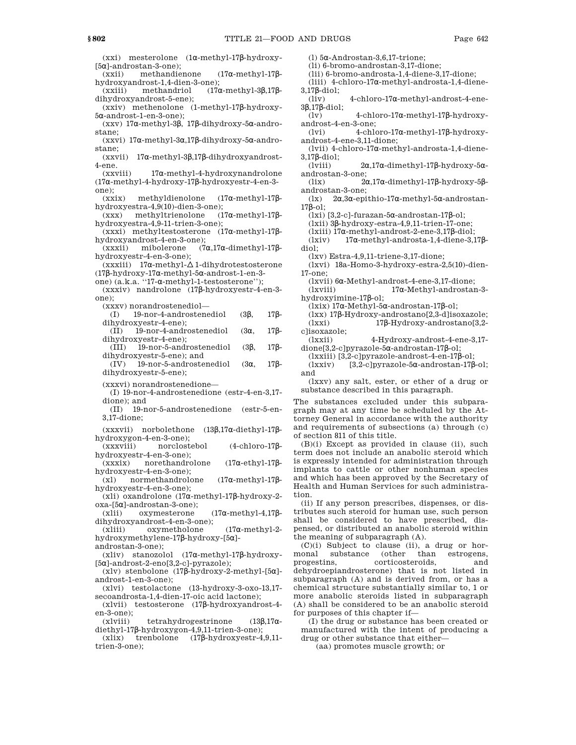(xxi) mesterolone (1α-methyl-17β-hydroxy-[5α]-androstan-3-one);

(xxii) methandienone (17α-methyl-17β-hydroxyandrost-1,4-dien-3-one);

(xxiii) methandriol (17α-methyl-3β,17β-dihydroxyandrost-5-ene);

(xxiv) methenolone (1-methyl-17β-hydroxy-5α-androst-1-en-3-one);

(xxv) 17α-methyl-3β, 17β-dihydroxy-5α-androstane;

(xxvi) 17α-methyl-3α,17β-dihydroxy-5α-androstane;

(xxvii) 17α-methyl-3β,17β-dihydroxyandrost-4-ene.

(xxviii) 17α-methyl-4-hydroxynandrolone (17α-methyl-4-hydroxy-17β-hydroxyestr-4-en-3-one);

(xxix) methyldienolone (17α-methyl-17β-hydroxyestra-4,9(10)-dien-3-one);

(xxx) methyltrienolone (17α-methyl-17β-hydroxyestra-4,9-11-trien-3-one);

(xxxi) methyltestosterone (17α-methyl-17β-hydroxyandrost-4-en-3-one);

(xxxii) mibolerone (7α,17α-dimethyl-17β-hydroxyestr-4-en-3-one);

(xxxiii) 17α-methyl-Δ 1-dihydrotestosterone (17β-hydroxy-17α-methyl-5α-androst-1-en-3-one) (a.k.a. ''17-α-methyl-1-testosterone'');

(xxxiv) nandrolone (17β-hydroxyestr-4-en-3-one);

(xxxv) norandrostenediol—

(I) 19-nor-4-androstenediol (3β, 17β-dihydroxyestr-4-ene);

(II) 19-nor-4-androstenediol (3α, 17β-dihydroxyestr-4-ene);

(III) 19-nor-5-androstenediol (3β, 17β-dihydroxyestr-5-ene); and

(IV) 19-nor-5-androstenediol (3α, 17β-dihydroxyestr-5-ene);

(xxxvi) norandrostenedione—

(I) 19-nor-4-androstenedione (estr-4-en-3,17-dione); and

(II) 19-nor-5-androstenedione (estr-5-en-3,17-dione;

(xxxvii) norbolethone (13β,17α-diethyl-17β-hydroxygon-4-en-3-one);

(xxxviii) norclostebol (4-chloro-17β-hydroxyestr-4-en-3-one);

(xxxix) norethandrolone (17α-ethyl-17β-hydroxyestr-4-en-3-one);

(xl) normethandrolone (17α-methyl-17β-hydroxyestr-4-en-3-one);

(xli) oxandrolone (17α-methyl-17β-hydroxy-2-oxa-[5α]-androstan-3-one);

(xlii) oxymesterone (17α-methyl-4,17β-dihydroxyandrost-4-en-3-one);

(xliii) oxymetholone (17α-methyl-2-hydroxymethylene-17β-hydroxy-[5α]-androstan-3-one);

(xliv) stanozolol (17α-methyl-17β-hydroxy-[5α]-androst-2-eno[3,2-c]-pyrazole);

(xlv) stenbolone (17β-hydroxy-2-methyl-[5α]-androst-1-en-3-one);

(xlvi) testolactone (13-hydroxy-3-oxo-13,17-secoandrosta-1,4-dien-17-oic acid lactone);

(xlvii) testosterone (17β-hydroxyandrost-4-en-3-one);

(xlviii) tetrahydrogestrinone (13β,17α-diethyl-17β-hydroxygon-4,9,11-trien-3-one);

(xlix) trenbolone (17β-hydroxyestr-4,9,11-trien-3-one);

(l) 5α-Androstan-3,6,17-trione;

(li) 6-bromo-androstan-3,17-dione;

(lii) 6-bromo-androsta-1,4-diene-3,17-dione;

(liii) 4-chloro-17α-methyl-androsta-1,4-diene-3,17β-diol;

(liv) 4-chloro-17α-methyl-androst-4-ene-3β,17β-diol;

(lv) 4-chloro-17α-methyl-17β-hydroxy-androst-4-en-3-one;

(lvi) 4-chloro-17α-methyl-17β-hydroxy-androst-4-ene-3,11-dione;

(lvii) 4-chloro-17α-methyl-androsta-1,4-diene-3,17β-diol;

(lviii) 2α,17α-dimethyl-17β-hydroxy-5α-androstan-3-one;

(lix) 2α,17α-dimethyl-17β-hydroxy-5β-androstan-3-one;

(lx) 2α,3α-epithio-17α-methyl-5α-androstan-17β-ol;

(lxi) [3,2-c]-furazan-5α-androstan-17β-ol;

(lxii) 3β-hydroxy-estra-4,9,11-trien-17-one;

(lxiii) 17α-methyl-androst-2-ene-3,17β-diol;

(lxiv) 17α-methyl-androsta-1,4-diene-3,17β-diol;

(lxv) Estra-4,9,11-triene-3,17-dione;

(lxvi) 18a-Homo-3-hydroxy-estra-2,5(10)-dien-17-one;

(lxvii) 6α-Methyl-androst-4-ene-3,17-dione;

(lxviii) 17α-Methyl-androstan-3-hydroxyimine-17β-ol;

(lxix) 17α-Methyl-5α-androstan-17β-ol;

(lxx) 17β-Hydroxy-androstano[2,3-d]isoxazole;

(lxxi) 17β-Hydroxy-androstano[3,2-c]isoxazole;

(lxxii) 4-Hydroxy-androst-4-ene-3,17-dione[3,2-c]pyrazole-5α-androstan-17β-ol;

(lxxiii) [3,2-c]pyrazole-androst-4-en-17β-ol;

(lxxiv) [3,2-c]pyrazole-5α-androstan-17β-ol; and

(lxxv) any salt, ester, or ether of a drug or substance described in this paragraph.

The substances excluded under this subparagraph may at any time be scheduled by the Attorney General in accordance with the authority and requirements of subsections (a) through (c) of section 811 of this title.

(B)(i) Except as provided in clause (ii), such term does not include an anabolic steroid which is expressly intended for administration through implants to cattle or other nonhuman species and which has been approved by the Secretary of Health and Human Services for such administration.

(ii) If any person prescribes, dispenses, or distributes such steroid for human use, such person shall be considered to have prescribed, dispensed, or distributed an anabolic steroid within the meaning of subparagraph (A).

(C)(i) Subject to clause (ii), a drug or hormonal substance (other than estrogens, progestins, corticosteroids, and dehydroepiandrosterone) that is not listed in subparagraph (A) and is derived from, or has a chemical structure substantially similar to, 1 or more anabolic steroids listed in subparagraph (A) shall be considered to be an anabolic steroid for purposes of this chapter if—

(I) the drug or substance has been created or manufactured with the intent of producing a drug or other substance that either—

(aa) promotes muscle growth; or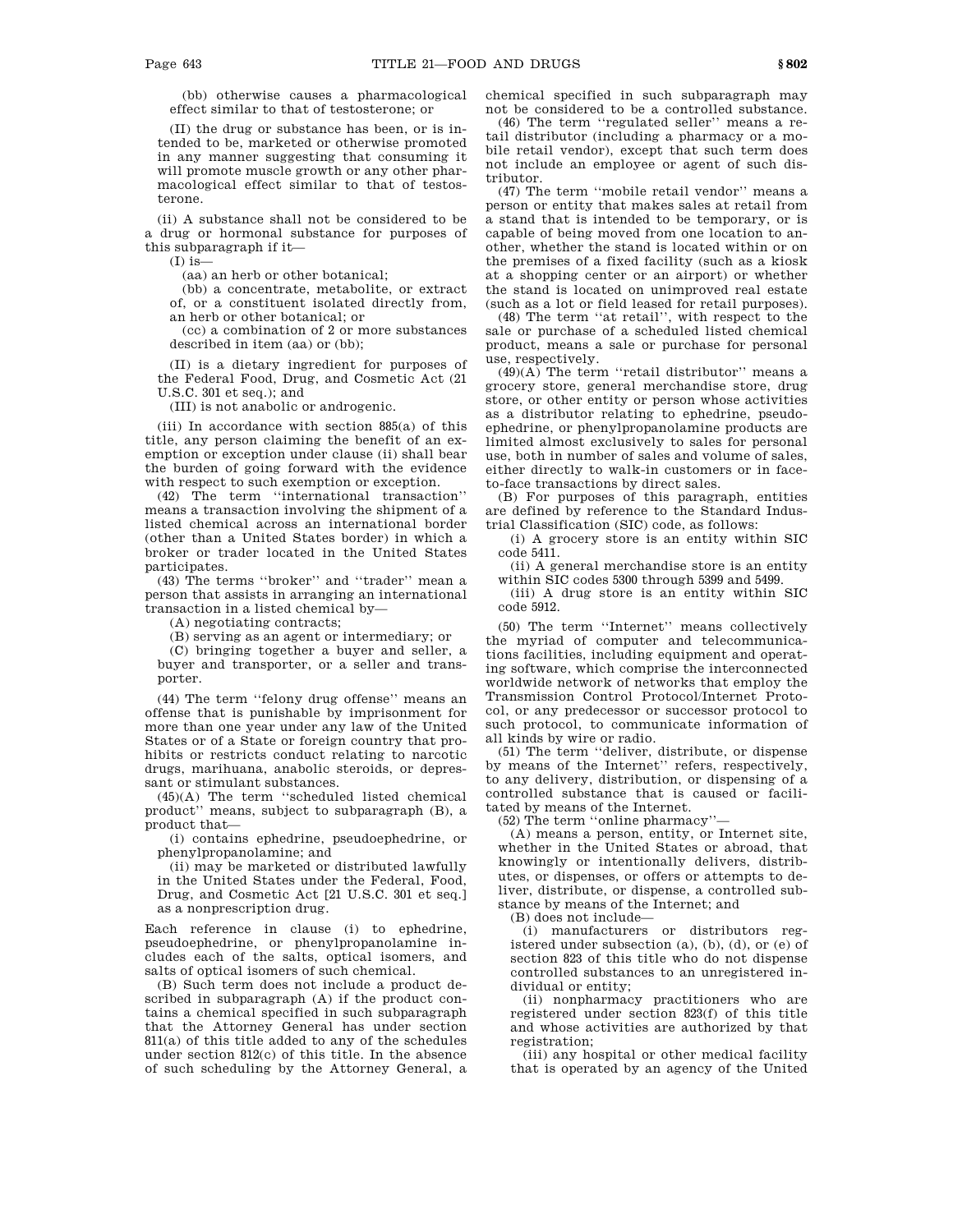(bb) otherwise causes a pharmacological effect similar to that of testosterone; or

(II) the drug or substance has been, or is intended to be, marketed or otherwise promoted in any manner suggesting that consuming it will promote muscle growth or any other pharmacological effect similar to that of testosterone.

(ii) A substance shall not be considered to be a drug or hormonal substance for purposes of this subparagraph if it—

(I) is—

(aa) an herb or other botanical;

(bb) a concentrate, metabolite, or extract of, or a constituent isolated directly from, an herb or other botanical; or

(cc) a combination of 2 or more substances described in item (aa) or (bb);

(II) is a dietary ingredient for purposes of the Federal Food, Drug, and Cosmetic Act (21 U.S.C. 301 et seq.); and

(III) is not anabolic or androgenic.

(iii) In accordance with section 885(a) of this title, any person claiming the benefit of an exemption or exception under clause (ii) shall bear the burden of going forward with the evidence with respect to such exemption or exception.

(42) The term ''international transaction'' means a transaction involving the shipment of a listed chemical across an international border (other than a United States border) in which a broker or trader located in the United States participates.

(43) The terms ''broker'' and ''trader'' mean a person that assists in arranging an international transaction in a listed chemical by—

(A) negotiating contracts;

(B) serving as an agent or intermediary; or

(C) bringing together a buyer and seller, a buyer and transporter, or a seller and transporter.

(44) The term ''felony drug offense'' means an offense that is punishable by imprisonment for more than one year under any law of the United States or of a State or foreign country that prohibits or restricts conduct relating to narcotic drugs, marihuana, anabolic steroids, or depressant or stimulant substances.

(45)(A) The term ''scheduled listed chemical product'' means, subject to subparagraph (B), a product that—

(i) contains ephedrine, pseudoephedrine, or phenylpropanolamine; and

(ii) may be marketed or distributed lawfully in the United States under the Federal, Food, Drug, and Cosmetic Act [21 U.S.C. 301 et seq.] as a nonprescription drug.

Each reference in clause (i) to ephedrine, pseudoephedrine, or phenylpropanolamine includes each of the salts, optical isomers, and salts of optical isomers of such chemical.

(B) Such term does not include a product described in subparagraph (A) if the product contains a chemical specified in such subparagraph that the Attorney General has under section 811(a) of this title added to any of the schedules under section 812(c) of this title. In the absence of such scheduling by the Attorney General, a chemical specified in such subparagraph may not be considered to be a controlled substance.

(46) The term ''regulated seller'' means a retail distributor (including a pharmacy or a mobile retail vendor), except that such term does not include an employee or agent of such distributor.

(47) The term ''mobile retail vendor'' means a person or entity that makes sales at retail from a stand that is intended to be temporary, or is capable of being moved from one location to another, whether the stand is located within or on the premises of a fixed facility (such as a kiosk at a shopping center or an airport) or whether the stand is located on unimproved real estate (such as a lot or field leased for retail purposes).

(48) The term ''at retail'', with respect to the sale or purchase of a scheduled listed chemical product, means a sale or purchase for personal use, respectively.

(49)(A) The term ''retail distributor'' means a grocery store, general merchandise store, drug store, or other entity or person whose activities as a distributor relating to ephedrine, pseudoephedrine, or phenylpropanolamine products are limited almost exclusively to sales for personal use, both in number of sales and volume of sales, either directly to walk-in customers or in face-to-face transactions by direct sales.

(B) For purposes of this paragraph, entities are defined by reference to the Standard Industrial Classification (SIC) code, as follows:

(i) A grocery store is an entity within SIC code 5411.

(ii) A general merchandise store is an entity within SIC codes 5300 through 5399 and 5499.

(iii) A drug store is an entity within SIC code 5912.

(50) The term ''Internet'' means collectively the myriad of computer and telecommunications facilities, including equipment and operating software, which comprise the interconnected worldwide network of networks that employ the Transmission Control Protocol/Internet Protocol, or any predecessor or successor protocol to such protocol, to communicate information of all kinds by wire or radio.

(51) The term ''deliver, distribute, or dispense by means of the Internet'' refers, respectively, to any delivery, distribution, or dispensing of a controlled substance that is caused or facilitated by means of the Internet.

(52) The term ''online pharmacy''—

(A) means a person, entity, or Internet site, whether in the United States or abroad, that knowingly or intentionally delivers, distributes, or dispenses, or offers or attempts to deliver, distribute, or dispense, a controlled substance by means of the Internet; and

(B) does not include—

(i) manufacturers or distributors registered under subsection (a), (b), (d), or (e) of section 823 of this title who do not dispense controlled substances to an unregistered individual or entity;

(ii) nonpharmacy practitioners who are registered under section 823(f) of this title and whose activities are authorized by that registration;

(iii) any hospital or other medical facility that is operated by an agency of the United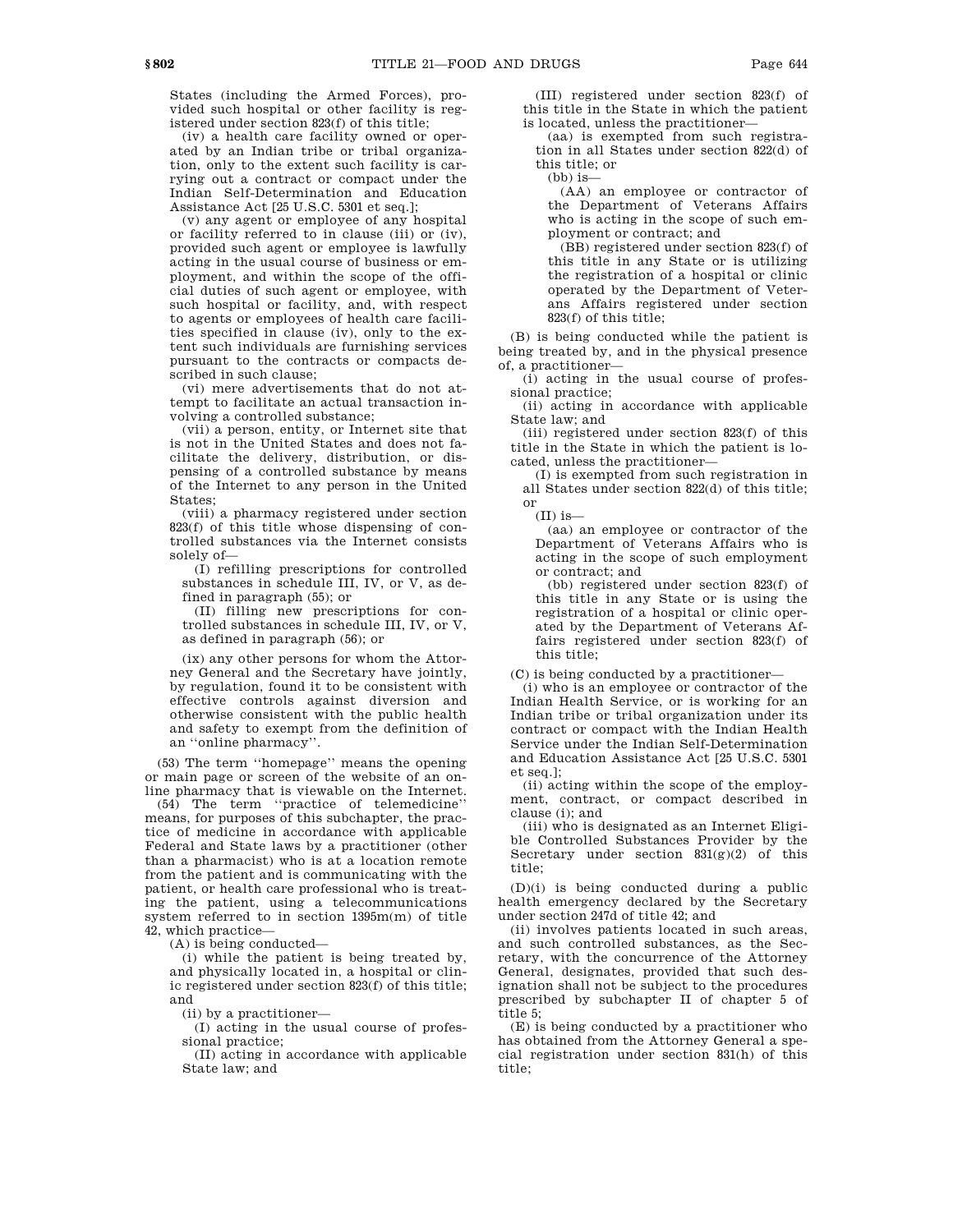States (including the Armed Forces), provided such hospital or other facility is registered under section 823(f) of this title;

(iv) a health care facility owned or operated by an Indian tribe or tribal organization, only to the extent such facility is carrying out a contract or compact under the Indian Self-Determination and Education Assistance Act [25 U.S.C. 5301 et seq.];

(v) any agent or employee of any hospital or facility referred to in clause (iii) or (iv), provided such agent or employee is lawfully acting in the usual course of business or employment, and within the scope of the official duties of such agent or employee, with such hospital or facility, and, with respect to agents or employees of health care facilities specified in clause (iv), only to the extent such individuals are furnishing services pursuant to the contracts or compacts described in such clause;

(vi) mere advertisements that do not attempt to facilitate an actual transaction involving a controlled substance;

(vii) a person, entity, or Internet site that is not in the United States and does not facilitate the delivery, distribution, or dispensing of a controlled substance by means of the Internet to any person in the United States;

(viii) a pharmacy registered under section 823(f) of this title whose dispensing of controlled substances via the Internet consists solely of—

(I) refilling prescriptions for controlled substances in schedule III, IV, or V, as defined in paragraph (55); or

(II) filling new prescriptions for controlled substances in schedule III, IV, or V, as defined in paragraph (56); or

(ix) any other persons for whom the Attorney General and the Secretary have jointly, by regulation, found it to be consistent with effective controls against diversion and otherwise consistent with the public health and safety to exempt from the definition of an "online pharmacy".

(53) The term "homepage" means the opening or main page or screen of the website of an online pharmacy that is viewable on the Internet.

(54) The term "practice of telemedicine" means, for purposes of this subchapter, the practice of medicine in accordance with applicable Federal and State laws by a practitioner (other than a pharmacist) who is at a location remote from the patient and is communicating with the patient, or health care professional who is treating the patient, using a telecommunications system referred to in section 1395m(m) of title 42, which practice—

(A) is being conducted—

(i) while the patient is being treated by, and physically located in, a hospital or clinic registered under section 823(f) of this title; and

(ii) by a practitioner—

(I) acting in the usual course of professional practice;

(II) acting in accordance with applicable State law; and

(III) registered under section 823(f) of this title in the State in which the patient is located, unless the practitioner—

(aa) is exempted from such registration in all States under section 822(d) of this title; or

(bb) is—

(AA) an employee or contractor of the Department of Veterans Affairs who is acting in the scope of such employment or contract; and

(BB) registered under section 823(f) of this title in any State or is utilizing the registration of a hospital or clinic operated by the Department of Veterans Affairs registered under section 823(f) of this title;

(B) is being conducted while the patient is being treated by, and in the physical presence of, a practitioner—

(i) acting in the usual course of professional practice;

(ii) acting in accordance with applicable State law; and

(iii) registered under section 823(f) of this title in the State in which the patient is located, unless the practitioner—

(I) is exempted from such registration in all States under section 822(d) of this title; or

(II) is—

(aa) an employee or contractor of the Department of Veterans Affairs who is acting in the scope of such employment or contract; and

(bb) registered under section 823(f) of this title in any State or is using the registration of a hospital or clinic operated by the Department of Veterans Affairs registered under section 823(f) of this title;

(C) is being conducted by a practitioner—

(i) who is an employee or contractor of the Indian Health Service, or is working for an Indian tribe or tribal organization under its contract or compact with the Indian Health Service under the Indian Self-Determination and Education Assistance Act [25 U.S.C. 5301 et seq.];

(ii) acting within the scope of the employment, contract, or compact described in clause (i); and

(iii) who is designated as an Internet Eligible Controlled Substances Provider by the Secretary under section 831(g)(2) of this title;

(D)(i) is being conducted during a public health emergency declared by the Secretary under section 247d of title 42; and

(ii) involves patients located in such areas, and such controlled substances, as the Secretary, with the concurrence of the Attorney General, designates, provided that such designation shall not be subject to the procedures prescribed by subchapter II of chapter 5 of title 5;

(E) is being conducted by a practitioner who has obtained from the Attorney General a special registration under section 831(h) of this title;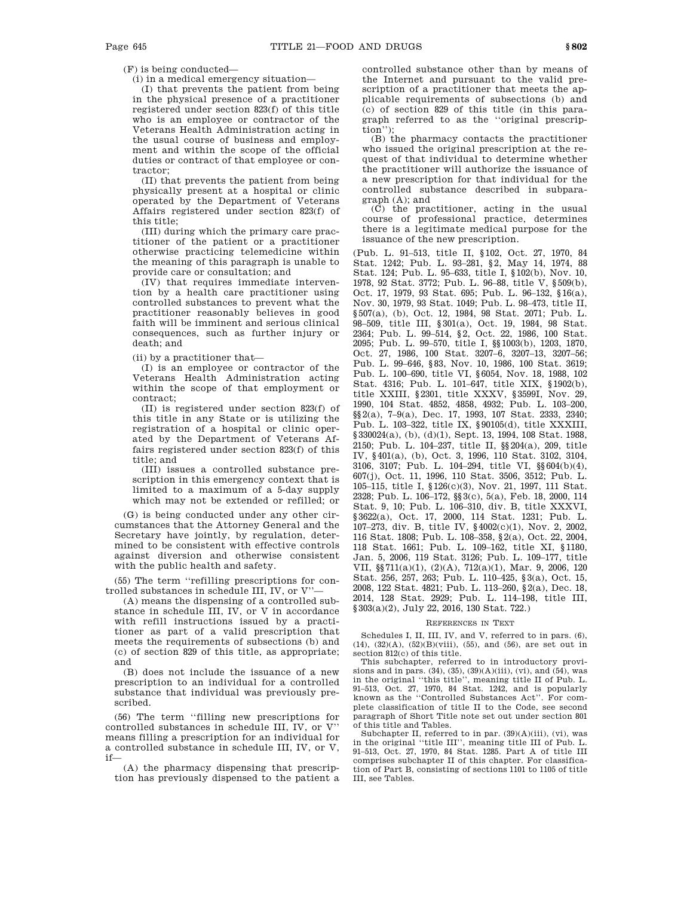(F) is being conducted—

(i) in a medical emergency situation—

(I) that prevents the patient from being in the physical presence of a practitioner registered under section 823(f) of this title who is an employee or contractor of the Veterans Health Administration acting in the usual course of business and employment and within the scope of the official duties or contract of that employee or contractor;

(II) that prevents the patient from being physically present at a hospital or clinic operated by the Department of Veterans Affairs registered under section 823(f) of this title;

(III) during which the primary care practitioner of the patient or a practitioner otherwise practicing telemedicine within the meaning of this paragraph is unable to provide care or consultation; and

(IV) that requires immediate intervention by a health care practitioner using controlled substances to prevent what the practitioner reasonably believes in good faith will be imminent and serious clinical consequences, such as further injury or death; and

(ii) by a practitioner that—

(I) is an employee or contractor of the Veterans Health Administration acting within the scope of that employment or contract;

(II) is registered under section 823(f) of this title in any State or is utilizing the registration of a hospital or clinic operated by the Department of Veterans Affairs registered under section 823(f) of this title; and

(III) issues a controlled substance prescription in this emergency context that is limited to a maximum of a 5-day supply which may not be extended or refilled; or

(G) is being conducted under any other circumstances that the Attorney General and the Secretary have jointly, by regulation, determined to be consistent with effective controls against diversion and otherwise consistent with the public health and safety.

(55) The term ''refilling prescriptions for controlled substances in schedule III, IV, or V''—

(A) means the dispensing of a controlled substance in schedule III, IV, or V in accordance with refill instructions issued by a practitioner as part of a valid prescription that meets the requirements of subsections (b) and (c) of section 829 of this title, as appropriate; and

(B) does not include the issuance of a new prescription to an individual for a controlled substance that individual was previously prescribed.

(56) The term ''filling new prescriptions for controlled substances in schedule III, IV, or V'' means filling a prescription for an individual for a controlled substance in schedule III, IV, or V, if—

(A) the pharmacy dispensing that prescription has previously dispensed to the patient a controlled substance other than by means of the Internet and pursuant to the valid prescription of a practitioner that meets the applicable requirements of subsections (b) and (c) of section 829 of this title (in this paragraph referred to as the ''original prescription'');

(B) the pharmacy contacts the practitioner who issued the original prescription at the request of that individual to determine whether the practitioner will authorize the issuance of a new prescription for that individual for the controlled substance described in subparagraph (A); and

(C) the practitioner, acting in the usual course of professional practice, determines there is a legitimate medical purpose for the issuance of the new prescription.

(Pub. L. 91–513, title II, §102, Oct. 27, 1970, 84 Stat. 1242; Pub. L. 93–281, §2, May 14, 1974, 88 Stat. 124; Pub. L. 95–633, title I, §102(b), Nov. 10, 1978, 92 Stat. 3772; Pub. L. 96–88, title V, §509(b), Oct. 17, 1979, 93 Stat. 695; Pub. L. 96–132, §16(a), Nov. 30, 1979, 93 Stat. 1049; Pub. L. 98–473, title II, §507(a), (b), Oct. 12, 1984, 98 Stat. 2071; Pub. L. 98–509, title III, §301(a), Oct. 19, 1984, 98 Stat. 2364; Pub. L. 99–514, §2, Oct. 22, 1986, 100 Stat. 2095; Pub. L. 99–570, title I, §§1003(b), 1203, 1870, Oct. 27, 1986, 100 Stat. 3207–6, 3207–13, 3207–56; Pub. L. 99–646, §83, Nov. 10, 1986, 100 Stat. 3619; Pub. L. 100–690, title VI, §6054, Nov. 18, 1988, 102 Stat. 4316; Pub. L. 101–647, title XIX, §1902(b), title XXIII, §2301, title XXXV, §3599I, Nov. 29, 1990, 104 Stat. 4852, 4858, 4932; Pub. L. 103–200, §§2(a), 7–9(a), Dec. 17, 1993, 107 Stat. 2333, 2340; Pub. L. 103–322, title IX, §90105(d), title XXXIII, §330024(a), (b), (d)(1), Sept. 13, 1994, 108 Stat. 1988, 2150; Pub. L. 104–237, title II, §§204(a), 209, title IV, §401(a), (b), Oct. 3, 1996, 110 Stat. 3102, 3104, 3106, 3107; Pub. L. 104–294, title VI, §§604(b)(4), 607(j), Oct. 11, 1996, 110 Stat. 3506, 3512; Pub. L. 105–115, title I, §126(c)(3), Nov. 21, 1997, 111 Stat. 2328; Pub. L. 106–172, §§3(c), 5(a), Feb. 18, 2000, 114 Stat. 9, 10; Pub. L. 106–310, div. B, title XXXVI, §3622(a), Oct. 17, 2000, 114 Stat. 1231; Pub. L. 107–273, div. B, title IV, §4002(c)(1), Nov. 2, 2002, 116 Stat. 1808; Pub. L. 108–358, §2(a), Oct. 22, 2004, 118 Stat. 1661; Pub. L. 109–162, title XI, §1180, Jan. 5, 2006, 119 Stat. 3126; Pub. L. 109–177, title VII, §§711(a)(1), (2)(A), 712(a)(1), Mar. 9, 2006, 120 Stat. 256, 257, 263; Pub. L. 110–425, §3(a), Oct. 15, 2008, 122 Stat. 4821; Pub. L. 113–260, §2(a), Dec. 18, 2014, 128 Stat. 2929; Pub. L. 114–198, title III, §303(a)(2), July 22, 2016, 130 Stat. 722.)

### References in Text

Schedules I, II, III, IV, and V, referred to in pars. (6), (14), (32)(A), (52)(B)(viii), (55), and (56), are set out in section 812(c) of this title.

This subchapter, referred to in introductory provisions and in pars. (34), (35), (39)(A)(iii), (vi), and (54), was in the original ''this title'', meaning title II of Pub. L. 91–513, Oct. 27, 1970, 84 Stat. 1242, and is popularly known as the ''Controlled Substances Act''. For complete classification of title II to the Code, see second paragraph of Short Title note set out under section 801 of this title and Tables.

Subchapter II, referred to in par. (39)(A)(iii), (vi), was in the original ''title III'', meaning title III of Pub. L. 91–513, Oct. 27, 1970, 84 Stat. 1285. Part A of title III comprises subchapter II of this chapter. For classification of Part B, consisting of sections 1101 to 1105 of title III, see Tables.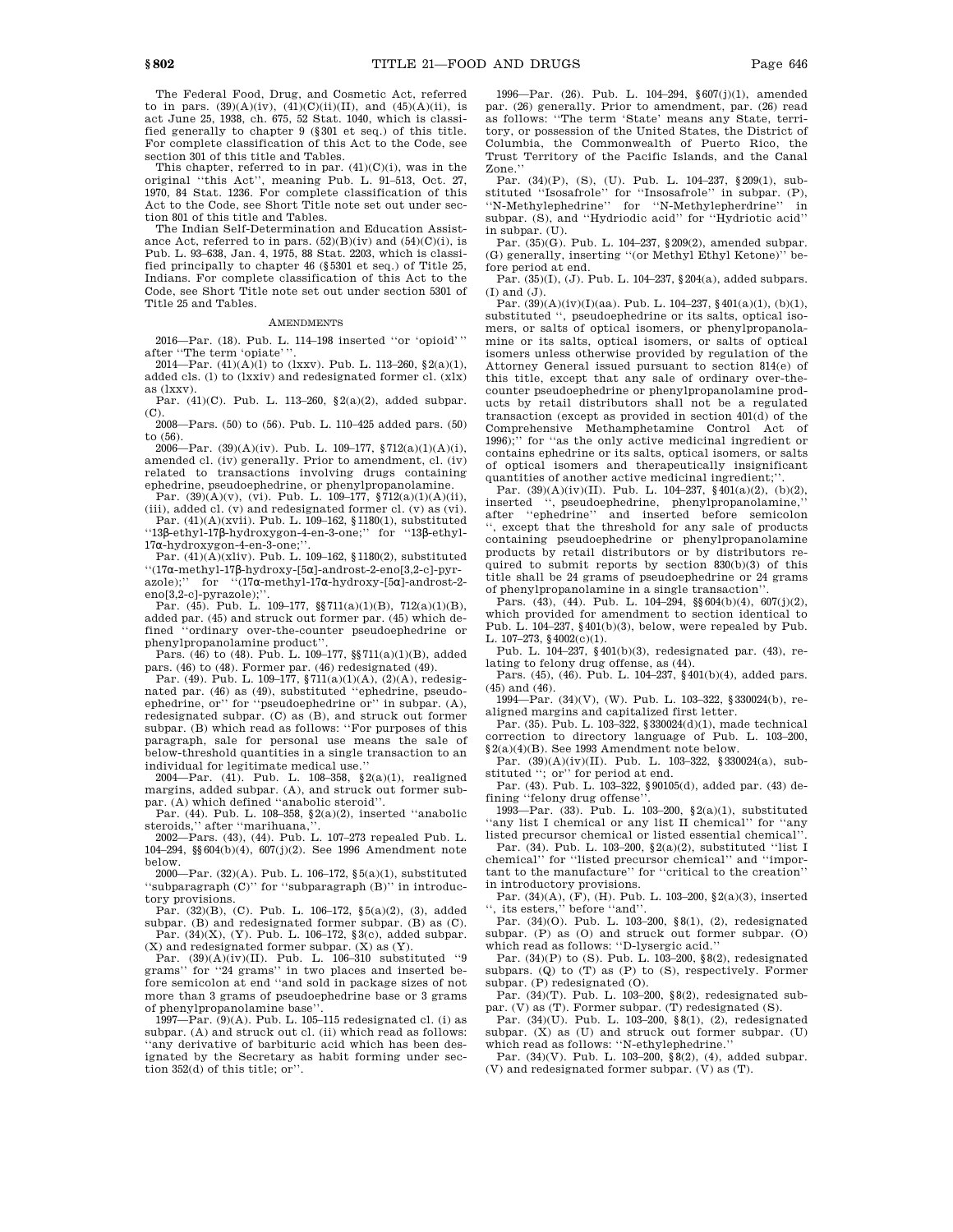The Federal Food, Drug, and Cosmetic Act, referred to in pars. (39)(A)(iv), (41)(C)(ii)(II), and (45)(A)(ii), is act June 25, 1938, ch. 675, 52 Stat. 1040, which is classified generally to chapter 9 (§301 et seq.) of this title. For complete classification of this Act to the Code, see section 301 of this title and Tables.

This chapter, referred to in par. (41)(C)(i), was in the original "this Act", meaning Pub. L. 91–513, Oct. 27, 1970, 84 Stat. 1236. For complete classification of this Act to the Code, see Short Title note set out under section 801 of this title and Tables.

The Indian Self-Determination and Education Assistance Act, referred to in pars. (52)(B)(iv) and (54)(C)(i), is Pub. L. 93–638, Jan. 4, 1975, 88 Stat. 2203, which is classified principally to chapter 46 (§5301 et seq.) of Title 25, Indians. For complete classification of this Act to the Code, see Short Title note set out under section 5301 of Title 25 and Tables.

## AMENDMENTS

2016—Par. (18). Pub. L. 114–198 inserted "or 'opioid' " after "The term 'opiate' ".

2014—Par. (41)(A)(l) to (lxxv). Pub. L. 113–260, §2(a)(1), added cls. (l) to (lxxiv) and redesignated former cl. (xlx) as (lxxv).

Par. (41)(C). Pub. L. 113–260, §2(a)(2), added subpar. (C).

2008—Pars. (50) to (56). Pub. L. 110–425 added pars. (50) to (56).

2006—Par. (39)(A)(iv). Pub. L. 109–177, §712(a)(1)(A)(i), amended cl. (iv) generally. Prior to amendment, cl. (iv) related to transactions involving drugs containing ephedrine, pseudoephedrine, or phenylpropanolamine.

Par. (39)(A)(v), (vi). Pub. L. 109–177, §712(a)(1)(A)(ii), (iii), added cl. (v) and redesignated former cl. (v) as (vi).

Par. (41)(A)(xvii). Pub. L. 109–162, §1180(1), substituted "13β-ethyl-17β-hydroxygon-4-en-3-one;" for "13β-ethyl-17α-hydroxygon-4-en-3-one;".

Par. (41)(A)(xliv). Pub. L. 109–162, §1180(2), substituted "(17α-methyl-17β-hydroxy-[5α]-androst-2-eno[3,2-c]-pyrazole);" for "(17α-methyl-17α-hydroxy-[5α]-androst-2-eno[3,2-c]-pyrazole);".

Par. (45). Pub. L. 109–177, §§711(a)(1)(B), 712(a)(1)(B), added par. (45) and struck out former par. (45) which defined "ordinary over-the-counter pseudoephedrine or phenylpropanolamine product".

Pars. (46) to (48). Pub. L. 109–177, §§711(a)(1)(B), added pars. (46) to (48). Former par. (46) redesignated (49).

Par. (49). Pub. L. 109–177, §711(a)(1)(A), (2)(A), redesignated par. (46) as (49), substituted "ephedrine, pseudoephedrine, or" for "pseudoephedrine or" in subpar. (A), redesignated subpar. (C) as (B), and struck out former subpar. (B) which read as follows: "For purposes of this paragraph, sale for personal use means the sale of below-threshold quantities in a single transaction to an individual for legitimate medical use."

2004—Par. (41). Pub. L. 108–358, §2(a)(1), realigned margins, added subpar. (A), and struck out former subpar. (A) which defined "anabolic steroid".

Par. (44). Pub. L. 108–358, §2(a)(2), inserted "anabolic steroids," after "marihuana,".

2002—Pars. (43), (44). Pub. L. 107–273 repealed Pub. L. 104–294, §§604(b)(4), 607(j)(2). See 1996 Amendment note below.

2000—Par. (32)(A). Pub. L. 106–172, §5(a)(1), substituted "subparagraph (C)" for "subparagraph (B)" in introductory provisions.

Par. (32)(B), (C). Pub. L. 106–172, §5(a)(2), (3), added subpar. (B) and redesignated former subpar. (B) as (C).

Par. (34)(X), (Y). Pub. L. 106–172, §3(c), added subpar. (X) and redesignated former subpar. (X) as (Y).

Par. (39)(A)(iv)(II). Pub. L. 106–310 substituted "9 grams" for "24 grams" in two places and inserted before semicolon at end "and sold in package sizes of not more than 3 grams of pseudoephedrine base or 3 grams of phenylpropanolamine base".

1997—Par. (9)(A). Pub. L. 105–115 redesignated cl. (i) as subpar. (A) and struck out cl. (ii) which read as follows: "any derivative of barbituric acid which has been designated by the Secretary as habit forming under section 352(d) of this title; or".

1996—Par. (26). Pub. L. 104–294, §607(j)(1), amended par. (26) generally. Prior to amendment, par. (26) read as follows: "The term 'State' means any State, territory, or possession of the United States, the District of Columbia, the Commonwealth of Puerto Rico, the Trust Territory of the Pacific Islands, and the Canal Zone."

Par. (34)(P), (S), (U). Pub. L. 104–237, §209(1), substituted "Isosafrole" for "Insosafrole" in subpar. (P), "N-Methylephedrine" for "N-Methylepherdrine" in subpar. (S), and "Hydriodic acid" for "Hydriotic acid" in subpar. (U).

Par. (35)(G). Pub. L. 104–237, §209(2), amended subpar. (G) generally, inserting "(or Methyl Ethyl Ketone)" before period at end.

Par. (35)(I), (J). Pub. L. 104–237, §204(a), added subpars. (I) and (J).

Par. (39)(A)(iv)(I)(aa). Pub. L. 104–237, §401(a)(1), (b)(1), substituted ", pseudoephedrine or its salts, optical isomers, or salts of optical isomers, or phenylpropanolamine or its salts, optical isomers, or salts of optical isomers unless otherwise provided by regulation of the Attorney General issued pursuant to section 814(e) of this title, except that any sale of ordinary over-the-counter pseudoephedrine or phenylpropanolamine products by retail distributors shall not be a regulated transaction (except as provided in section 401(d) of the Comprehensive Methamphetamine Control Act of 1996);" for "as the only active medicinal ingredient or contains ephedrine or its salts, optical isomers, or salts of optical isomers and therapeutically insignificant quantities of another active medicinal ingredient;".

Par. (39)(A)(iv)(II). Pub. L. 104–237, §401(a)(2), (b)(2), inserted ", pseudoephedrine, phenylpropanolamine," after "ephedrine" and inserted before semicolon ", except that the threshold for any sale of products containing pseudoephedrine or phenylpropanolamine products by retail distributors or by distributors required to submit reports by section 830(b)(3) of this title shall be 24 grams of pseudoephedrine or 24 grams of phenylpropanolamine in a single transaction".

Pars. (43), (44). Pub. L. 104–294, §§604(b)(4), 607(j)(2), which provided for amendment to section identical to Pub. L. 104–237, §401(b)(3), below, were repealed by Pub. L. 107–273, §4002(c)(1).

Pub. L. 104–237, §401(b)(3), redesignated par. (43), relating to felony drug offense, as (44).

Pars. (45), (46). Pub. L. 104–237, §401(b)(4), added pars. (45) and (46).

1994—Par. (34)(V), (W). Pub. L. 103–322, §330024(b), realigned margins and capitalized first letter.

Par. (35). Pub. L. 103–322, §330024(d)(1), made technical correction to directory language of Pub. L. 103–200, §2(a)(4)(B). See 1993 Amendment note below.

Par. (39)(A)(iv)(II). Pub. L. 103–322, §330024(a), substituted "; or" for period at end.

Par. (43). Pub. L. 103–322, §90105(d), added par. (43) defining "felony drug offense".

1993—Par. (33). Pub. L. 103–200, §2(a)(1), substituted "any list I chemical or any list II chemical" for "any listed precursor chemical or listed essential chemical".

Par. (34). Pub. L. 103–200, §2(a)(2), substituted "list I chemical" for "listed precursor chemical" and "important to the manufacture" for "critical to the creation" in introductory provisions.

Par. (34)(A), (F), (H). Pub. L. 103–200, §2(a)(3), inserted ", its esters," before "and".

Par. (34)(O). Pub. L. 103–200, §8(1), (2), redesignated subpar. (P) as (O) and struck out former subpar. (O) which read as follows: "D-lysergic acid."

Par. (34)(P) to (S). Pub. L. 103–200, §8(2), redesignated subpars. (Q) to (T) as (P) to (S), respectively. Former subpar. (P) redesignated (O).

Par. (34)(T). Pub. L. 103–200, §8(2), redesignated subpar. (V) as (T). Former subpar. (T) redesignated (S).

Par. (34)(U). Pub. L. 103–200, §8(1), (2), redesignated subpar. (X) as (U) and struck out former subpar. (U) which read as follows: "N-ethylephedrine."

Par. (34)(V). Pub. L. 103–200, §8(2), (4), added subpar. (V) and redesignated former subpar. (V) as (T).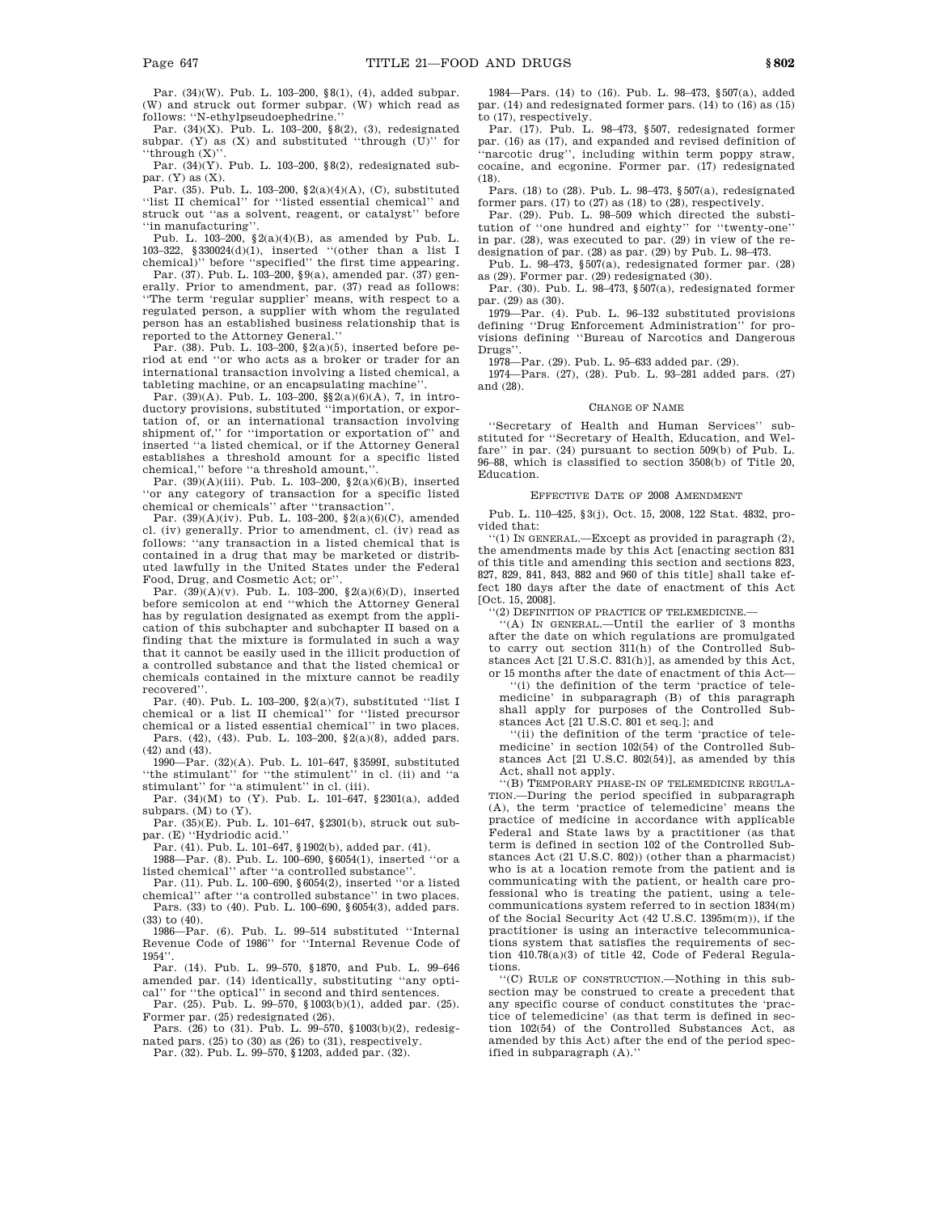Par. (34)(W). Pub. L. 103–200, §8(1), (4), added subpar. (W) and struck out former subpar. (W) which read as follows: ''N-ethylpseudoephedrine.''

Par. (34)(X). Pub. L. 103–200, §8(2), (3), redesignated subpar. (Y) as (X) and substituted ''through (U)'' for ''through (X)''.

Par. (34)(Y). Pub. L. 103–200, §8(2), redesignated subpar. (Y) as (X).

Par. (35). Pub. L. 103–200, §2(a)(4)(A), (C), substituted ''list II chemical'' for ''listed essential chemical'' and struck out ''as a solvent, reagent, or catalyst'' before ''in manufacturing''.

Pub. L. 103–200, §2(a)(4)(B), as amended by Pub. L. 103–322, §330024(d)(1), inserted ''(other than a list I chemical)'' before ''specified'' the first time appearing.

Par. (37). Pub. L. 103–200, §9(a), amended par. (37) generally. Prior to amendment, par. (37) read as follows: ''The term 'regular supplier' means, with respect to a regulated person, a supplier with whom the regulated person has an established business relationship that is reported to the Attorney General.''

Par. (38). Pub. L. 103–200, §2(a)(5), inserted before period at end ''or who acts as a broker or trader for an international transaction involving a listed chemical, a tableting machine, or an encapsulating machine''.

Par. (39)(A). Pub. L. 103–200, §§2(a)(6)(A), 7, in introductory provisions, substituted ''importation, or exportation of, or an international transaction involving shipment of,'' for ''importation or exportation of'' and inserted ''a listed chemical, or if the Attorney General establishes a threshold amount for a specific listed chemical,'' before ''a threshold amount,''.

Par. (39)(A)(iii). Pub. L. 103–200, §2(a)(6)(B), inserted ''or any category of transaction for a specific listed chemical or chemicals'' after ''transaction''.

Par. (39)(A)(iv). Pub. L. 103–200, §2(a)(6)(C), amended cl. (iv) generally. Prior to amendment, cl. (iv) read as follows: ''any transaction in a listed chemical that is contained in a drug that may be marketed or distributed lawfully in the United States under the Federal Food, Drug, and Cosmetic Act; or''.

Par. (39)(A)(v). Pub. L. 103–200, §2(a)(6)(D), inserted before semicolon at end ''which the Attorney General has by regulation designated as exempt from the application of this subchapter and subchapter II based on a finding that the mixture is formulated in such a way that it cannot be easily used in the illicit production of a controlled substance and that the listed chemical or chemicals contained in the mixture cannot be readily recovered''.

Par. (40). Pub. L. 103–200, §2(a)(7), substituted ''list I chemical or a list II chemical'' for ''listed precursor chemical or a listed essential chemical'' in two places.

Pars. (42), (43). Pub. L. 103–200, §2(a)(8), added pars. (42) and (43).

1990—Par. (32)(A). Pub. L. 101–647, §3599I, substituted ''the stimulant'' for ''the stimulent'' in cl. (ii) and ''a stimulant'' for ''a stimulent'' in cl. (iii).

Par. (34)(M) to (Y). Pub. L. 101–647, §2301(a), added subpars. (M) to (Y).

Par. (35)(E). Pub. L. 101–647, §2301(b), struck out subpar. (E) ''Hydriodic acid.''

Par. (41). Pub. L. 101–647, §1902(b), added par. (41).

1988—Par. (8). Pub. L. 100–690, §6054(1), inserted ''or a listed chemical'' after ''a controlled substance''.

Par. (11). Pub. L. 100–690, §6054(2), inserted ''or a listed chemical'' after ''a controlled substance'' in two places.

Pars. (33) to (40). Pub. L. 100–690, §6054(3), added pars. (33) to (40).

1986—Par. (6). Pub. L. 99–514 substituted ''Internal Revenue Code of 1986'' for ''Internal Revenue Code of 1954''.

Par. (14). Pub. L. 99–570, §1870, and Pub. L. 99–646 amended par. (14) identically, substituting ''any optical'' for ''the optical'' in second and third sentences.

Par. (25). Pub. L. 99–570, §1003(b)(1), added par. (25). Former par. (25) redesignated (26).

Pars. (26) to (31). Pub. L. 99–570, §1003(b)(2), redesignated pars. (25) to (30) as (26) to (31), respectively.

Par. (32). Pub. L. 99–570, §1203, added par. (32).

1984—Pars. (14) to (16). Pub. L. 98–473, §507(a), added par. (14) and redesignated former pars. (14) to (16) as (15) to (17), respectively.

Par. (17). Pub. L. 98–473, §507, redesignated former par. (16) as (17), and expanded and revised definition of ''narcotic drug'', including within term poppy straw, cocaine, and ecgonine. Former par. (17) redesignated (18).

Pars. (18) to (28). Pub. L. 98–473, §507(a), redesignated former pars. (17) to (27) as (18) to (28), respectively.

Par. (29). Pub. L. 98–509 which directed the substitution of ''one hundred and eighty'' for ''twenty-one'' in par. (28), was executed to par. (29) in view of the redesignation of par. (28) as par. (29) by Pub. L. 98–473.

Pub. L. 98–473, §507(a), redesignated former par. (28) as (29). Former par. (29) redesignated (30).

Par. (30). Pub. L. 98–473, §507(a), redesignated former par. (29) as (30).

1979—Par. (4). Pub. L. 96–132 substituted provisions defining ''Drug Enforcement Administration'' for provisions defining ''Bureau of Narcotics and Dangerous Drugs''.

1978—Par. (29). Pub. L. 95–633 added par. (29).

1974—Pars. (27), (28). Pub. L. 93–281 added pars. (27) and (28).

### Change of Name

''Secretary of Health and Human Services'' substituted for ''Secretary of Health, Education, and Welfare'' in par. (24) pursuant to section 509(b) of Pub. L. 96–88, which is classified to section 3508(b) of Title 20, Education.

### Effective Date of 2008 Amendment

Pub. L. 110–425, §3(j), Oct. 15, 2008, 122 Stat. 4832, provided that:

''(1) In general.—Except as provided in paragraph (2), the amendments made by this Act [enacting section 831 of this title and amending this section and sections 823, 827, 829, 841, 843, 882 and 960 of this title] shall take effect 180 days after the date of enactment of this Act [Oct. 15, 2008].

''(2) Definition of practice of telemedicine.—

''(A) In general.—Until the earlier of 3 months after the date on which regulations are promulgated to carry out section 311(h) of the Controlled Substances Act [21 U.S.C. 831(h)], as amended by this Act, or 15 months after the date of enactment of this Act—

''(i) the definition of the term 'practice of telemedicine' in subparagraph (B) of this paragraph shall apply for purposes of the Controlled Substances Act [21 U.S.C. 801 et seq.]; and

''(ii) the definition of the term 'practice of telemedicine' in section 102(54) of the Controlled Substances Act [21 U.S.C. 802(54)], as amended by this Act, shall not apply.

''(B) Temporary phase-in of telemedicine regulation.—During the period specified in subparagraph (A), the term 'practice of telemedicine' means the practice of medicine in accordance with applicable Federal and State laws by a practitioner (as that term is defined in section 102 of the Controlled Substances Act (21 U.S.C. 802)) (other than a pharmacist) who is at a location remote from the patient and is communicating with the patient, or health care professional who is treating the patient, using a telecommunications system referred to in section 1834(m) of the Social Security Act (42 U.S.C. 1395m(m)), if the practitioner is using an interactive telecommunications system that satisfies the requirements of section 410.78(a)(3) of title 42, Code of Federal Regulations.

''(C) Rule of construction.—Nothing in this subsection may be construed to create a precedent that any specific course of conduct constitutes the 'practice of telemedicine' (as that term is defined in section 102(54) of the Controlled Substances Act, as amended by this Act) after the end of the period specified in subparagraph (A).''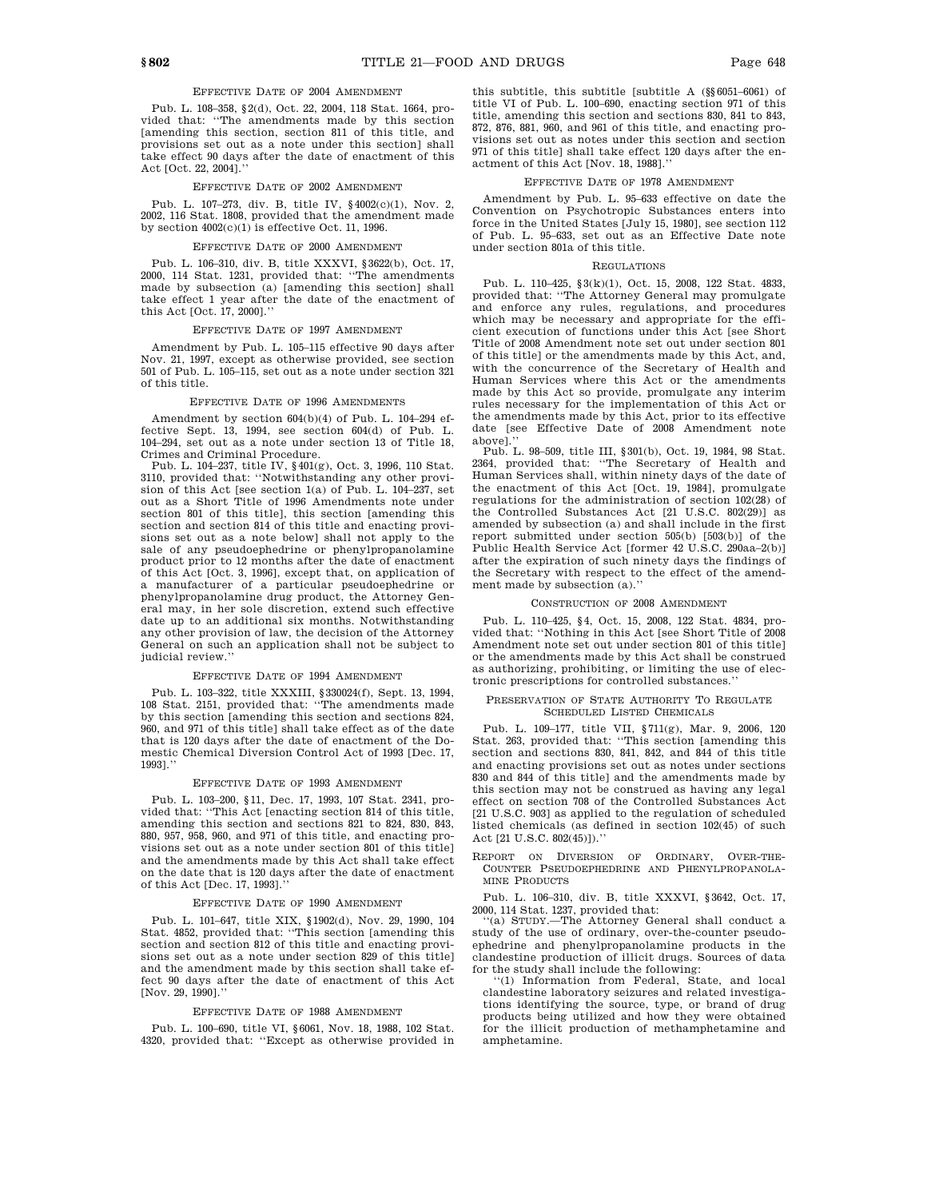##### EFFECTIVE DATE OF 2004 AMENDMENT

Pub. L. 108–358, §2(d), Oct. 22, 2004, 118 Stat. 1664, provided that: ''The amendments made by this section [amending this section, section 811 of this title, and provisions set out as a note under this section] shall take effect 90 days after the date of enactment of this Act [Oct. 22, 2004].''

##### EFFECTIVE DATE OF 2002 AMENDMENT

Pub. L. 107–273, div. B, title IV, §4002(c)(1), Nov. 2, 2002, 116 Stat. 1808, provided that the amendment made by section 4002(c)(1) is effective Oct. 11, 1996.

##### EFFECTIVE DATE OF 2000 AMENDMENT

Pub. L. 106–310, div. B, title XXXVI, §3622(b), Oct. 17, 2000, 114 Stat. 1231, provided that: ''The amendments made by subsection (a) [amending this section] shall take effect 1 year after the date of the enactment of this Act [Oct. 17, 2000].''

##### EFFECTIVE DATE OF 1997 AMENDMENT

Amendment by Pub. L. 105–115 effective 90 days after Nov. 21, 1997, except as otherwise provided, see section 501 of Pub. L. 105–115, set out as a note under section 321 of this title.

##### EFFECTIVE DATE OF 1996 AMENDMENTS

Amendment by section 604(b)(4) of Pub. L. 104–294 effective Sept. 13, 1994, see section 604(d) of Pub. L. 104–294, set out as a note under section 13 of Title 18, Crimes and Criminal Procedure.

Pub. L. 104–237, title IV, §401(g), Oct. 3, 1996, 110 Stat. 3110, provided that: ''Notwithstanding any other provision of this Act [see section 1(a) of Pub. L. 104–237, set out as a Short Title of 1996 Amendments note under section 801 of this title], this section [amending this section and section 814 of this title and enacting provisions set out as a note below] shall not apply to the sale of any pseudoephedrine or phenylpropanolamine product prior to 12 months after the date of enactment of this Act [Oct. 3, 1996], except that, on application of a manufacturer of a particular pseudoephedrine or phenylpropanolamine drug product, the Attorney General may, in her sole discretion, extend such effective date up to an additional six months. Notwithstanding any other provision of law, the decision of the Attorney General on such an application shall not be subject to judicial review.''

##### EFFECTIVE DATE OF 1994 AMENDMENT

Pub. L. 103–322, title XXXIII, §330024(f), Sept. 13, 1994, 108 Stat. 2151, provided that: ''The amendments made by this section [amending this section and sections 824, 960, and 971 of this title] shall take effect as of the date that is 120 days after the date of enactment of the Domestic Chemical Diversion Control Act of 1993 [Dec. 17, 1993].''

##### EFFECTIVE DATE OF 1993 AMENDMENT

Pub. L. 103–200, §11, Dec. 17, 1993, 107 Stat. 2341, provided that: ''This Act [enacting section 814 of this title, amending this section and sections 821 to 824, 830, 843, 880, 957, 958, 960, and 971 of this title, and enacting provisions set out as a note under section 801 of this title] and the amendments made by this Act shall take effect on the date that is 120 days after the date of enactment of this Act [Dec. 17, 1993].''

##### EFFECTIVE DATE OF 1990 AMENDMENT

Pub. L. 101–647, title XIX, §1902(d), Nov. 29, 1990, 104 Stat. 4852, provided that: ''This section [amending this section and section 812 of this title and enacting provisions set out as a note under section 829 of this title] and the amendment made by this section shall take effect 90 days after the date of enactment of this Act [Nov. 29, 1990].''

##### EFFECTIVE DATE OF 1988 AMENDMENT

Pub. L. 100–690, title VI, §6061, Nov. 18, 1988, 102 Stat. 4320, provided that: ''Except as otherwise provided in this subtitle, this subtitle [subtitle A (§§6051–6061) of title VI of Pub. L. 100–690, enacting section 971 of this title, amending this section and sections 830, 841 to 843, 872, 876, 881, 960, and 961 of this title, and enacting provisions set out as notes under this section and section 971 of this title] shall take effect 120 days after the enactment of this Act [Nov. 18, 1988].''

##### EFFECTIVE DATE OF 1978 AMENDMENT

Amendment by Pub. L. 95–633 effective on date the Convention on Psychotropic Substances enters into force in the United States [July 15, 1980], see section 112 of Pub. L. 95–633, set out as an Effective Date note under section 801a of this title.

##### REGULATIONS

Pub. L. 110–425, §3(k)(1), Oct. 15, 2008, 122 Stat. 4833, provided that: ''The Attorney General may promulgate and enforce any rules, regulations, and procedures which may be necessary and appropriate for the efficient execution of functions under this Act [see Short Title of 2008 Amendment note set out under section 801 of this title] or the amendments made by this Act, and, with the concurrence of the Secretary of Health and Human Services where this Act or the amendments made by this Act so provide, promulgate any interim rules necessary for the implementation of this Act or the amendments made by this Act, prior to its effective date [see Effective Date of 2008 Amendment note above].''

Pub. L. 98–509, title III, §301(b), Oct. 19, 1984, 98 Stat. 2364, provided that: ''The Secretary of Health and Human Services shall, within ninety days of the date of the enactment of this Act [Oct. 19, 1984], promulgate regulations for the administration of section 102(28) of the Controlled Substances Act [21 U.S.C. 802(29)] as amended by subsection (a) and shall include in the first report submitted under section 505(b) [503(b)] of the Public Health Service Act [former 42 U.S.C. 290aa–2(b)] after the expiration of such ninety days the findings of the Secretary with respect to the effect of the amendment made by subsection (a).''

##### CONSTRUCTION OF 2008 AMENDMENT

Pub. L. 110–425, §4, Oct. 15, 2008, 122 Stat. 4834, provided that: ''Nothing in this Act [see Short Title of 2008 Amendment note set out under section 801 of this title] or the amendments made by this Act shall be construed as authorizing, prohibiting, or limiting the use of electronic prescriptions for controlled substances.''

##### PRESERVATION OF STATE AUTHORITY TO REGULATE SCHEDULED LISTED CHEMICALS

Pub. L. 109–177, title VII, §711(g), Mar. 9, 2006, 120 Stat. 263, provided that: ''This section [amending this section and sections 830, 841, 842, and 844 of this title and enacting provisions set out as notes under sections 830 and 844 of this title] and the amendments made by this section may not be construed as having any legal effect on section 708 of the Controlled Substances Act [21 U.S.C. 903] as applied to the regulation of scheduled listed chemicals (as defined in section 102(45) of such Act [21 U.S.C. 802(45)]).''

##### REPORT ON DIVERSION OF ORDINARY, OVER-THE-COUNTER PSEUDOEPHEDRINE AND PHENYLPROPANOLAMINE PRODUCTS

Pub. L. 106–310, div. B, title XXXVI, §3642, Oct. 17, 2000, 114 Stat. 1237, provided that:

''(a) STUDY.—The Attorney General shall conduct a study of the use of ordinary, over-the-counter pseudoephedrine and phenylpropanolamine products in the clandestine production of illicit drugs. Sources of data for the study shall include the following:

''(1) Information from Federal, State, and local clandestine laboratory seizures and related investigations identifying the source, type, or brand of drug products being utilized and how they were obtained for the illicit production of methamphetamine and amphetamine.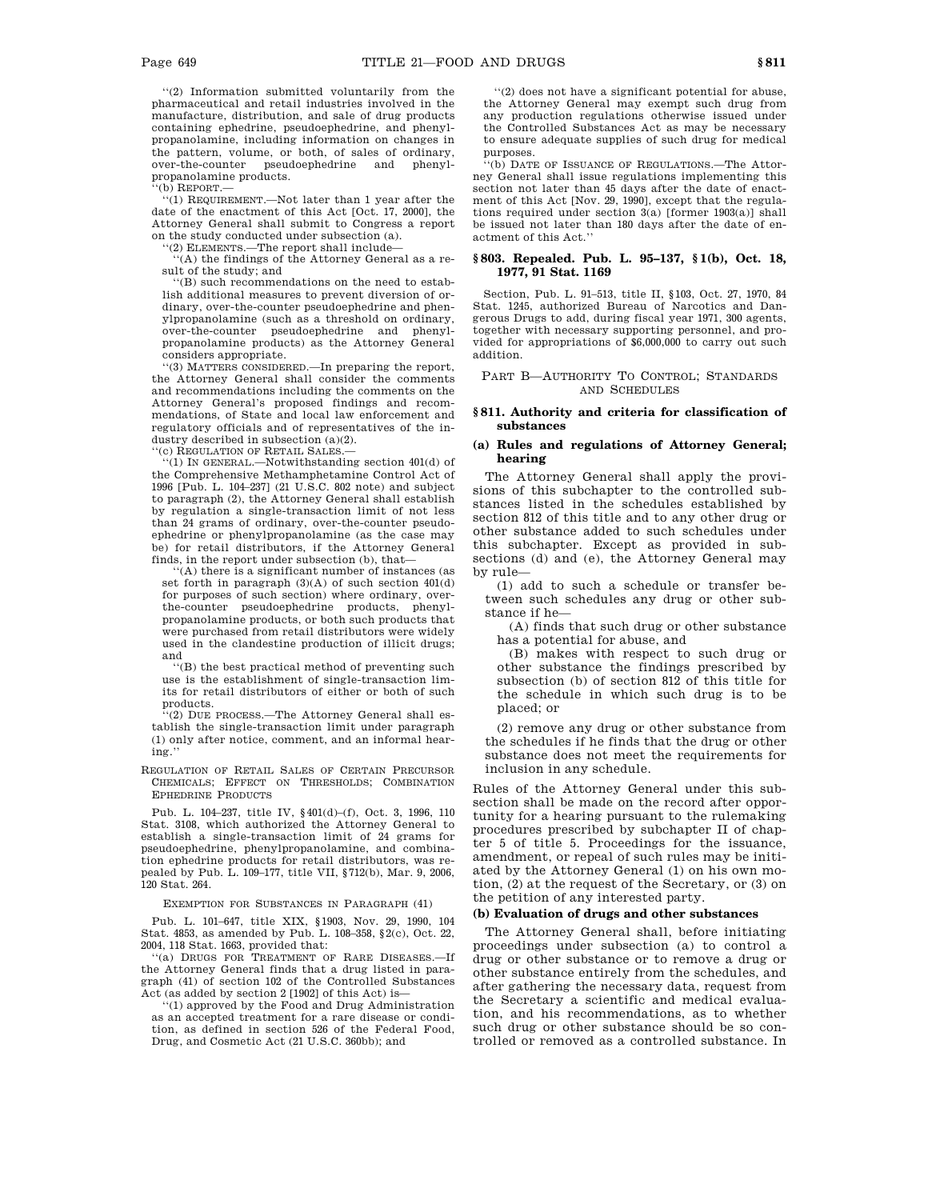"(2) Information submitted voluntarily from the pharmaceutical and retail industries involved in the manufacture, distribution, and sale of drug products containing ephedrine, pseudoephedrine, and phenylpropanolamine, including information on changes in the pattern, volume, or both, of sales of ordinary, over-the-counter pseudoephedrine and phenylpropanolamine products.

"(b) REPORT.—

"(1) REQUIREMENT.—Not later than 1 year after the date of the enactment of this Act [Oct. 17, 2000], the Attorney General shall submit to Congress a report on the study conducted under subsection (a).

"(2) ELEMENTS.—The report shall include—

"(A) the findings of the Attorney General as a result of the study; and

"(B) such recommendations on the need to establish additional measures to prevent diversion of ordinary, over-the-counter pseudoephedrine and phenylpropanolamine (such as a threshold on ordinary, over-the-counter pseudoephedrine and phenylpropanolamine products) as the Attorney General considers appropriate.

"(3) MATTERS CONSIDERED.—In preparing the report, the Attorney General shall consider the comments and recommendations including the comments on the Attorney General's proposed findings and recommendations, of State and local law enforcement and regulatory officials and of representatives of the industry described in subsection (a)(2).

"(c) REGULATION OF RETAIL SALES.—

"(1) IN GENERAL.—Notwithstanding section 401(d) of the Comprehensive Methamphetamine Control Act of 1996 [Pub. L. 104–237] (21 U.S.C. 802 note) and subject to paragraph (2), the Attorney General shall establish by regulation a single-transaction limit of not less than 24 grams of ordinary, over-the-counter pseudoephedrine or phenylpropanolamine (as the case may be) for retail distributors, if the Attorney General finds, in the report under subsection (b), that—

"(A) there is a significant number of instances (as set forth in paragraph (3)(A) of such section 401(d) for purposes of such section) where ordinary, over-the-counter pseudoephedrine products, phenylpropanolamine products, or both such products that were purchased from retail distributors were widely used in the clandestine production of illicit drugs; and

"(B) the best practical method of preventing such use is the establishment of single-transaction limits for retail distributors of either or both of such products.

"(2) DUE PROCESS.—The Attorney General shall establish the single-transaction limit under paragraph (1) only after notice, comment, and an informal hearing."

REGULATION OF RETAIL SALES OF CERTAIN PRECURSOR CHEMICALS; EFFECT ON THRESHOLDS; COMBINATION EPHEDRINE PRODUCTS

Pub. L. 104–237, title IV, §401(d)–(f), Oct. 3, 1996, 110 Stat. 3108, which authorized the Attorney General to establish a single-transaction limit of 24 grams for pseudoephedrine, phenylpropanolamine, and combination ephedrine products for retail distributors, was repealed by Pub. L. 109–177, title VII, §712(b), Mar. 9, 2006, 120 Stat. 264.

EXEMPTION FOR SUBSTANCES IN PARAGRAPH (41)

Pub. L. 101–647, title XIX, §1903, Nov. 29, 1990, 104 Stat. 4853, as amended by Pub. L. 108–358, §2(c), Oct. 22, 2004, 118 Stat. 1663, provided that:

"(a) DRUGS FOR TREATMENT OF RARE DISEASES.—If the Attorney General finds that a drug listed in paragraph (41) of section 102 of the Controlled Substances Act (as added by section 2 [1902] of this Act) is—

"(1) approved by the Food and Drug Administration as an accepted treatment for a rare disease or condition, as defined in section 526 of the Federal Food, Drug, and Cosmetic Act (21 U.S.C. 360bb); and

"(2) does not have a significant potential for abuse, the Attorney General may exempt such drug from any production regulations otherwise issued under the Controlled Substances Act as may be necessary to ensure adequate supplies of such drug for medical purposes.

"(b) DATE OF ISSUANCE OF REGULATIONS.—The Attorney General shall issue regulations implementing this section not later than 45 days after the date of enactment of this Act [Nov. 29, 1990], except that the regulations required under section 3(a) [former 1903(a)] shall be issued not later than 180 days after the date of enactment of this Act."

## § 803. Repealed. Pub. L. 95–137, § 1(b), Oct. 18, 1977, 91 Stat. 1169

Section, Pub. L. 91–513, title II, §103, Oct. 27, 1970, 84 Stat. 1245, authorized Bureau of Narcotics and Dangerous Drugs to add, during fiscal year 1971, 300 agents, together with necessary supporting personnel, and provided for appropriations of $6,000,000 to carry out such addition.

## PART B—AUTHORITY TO CONTROL; STANDARDS AND SCHEDULES

## § 811. Authority and criteria for classification of substances

### (a) Rules and regulations of Attorney General; hearing

The Attorney General shall apply the provisions of this subchapter to the controlled substances listed in the schedules established by section 812 of this title and to any other drug or other substance added to such schedules under this subchapter. Except as provided in subsections (d) and (e), the Attorney General may by rule—

(1) add to such a schedule or transfer between such schedules any drug or other substance if he—

(A) finds that such drug or other substance has a potential for abuse, and

(B) makes with respect to such drug or other substance the findings prescribed by subsection (b) of section 812 of this title for the schedule in which such drug is to be placed; or

(2) remove any drug or other substance from the schedules if he finds that the drug or other substance does not meet the requirements for inclusion in any schedule.

Rules of the Attorney General under this subsection shall be made on the record after opportunity for a hearing pursuant to the rulemaking procedures prescribed by subchapter II of chapter 5 of title 5. Proceedings for the issuance, amendment, or repeal of such rules may be initiated by the Attorney General (1) on his own motion, (2) at the request of the Secretary, or (3) on the petition of any interested party.

### (b) Evaluation of drugs and other substances

The Attorney General shall, before initiating proceedings under subsection (a) to control a drug or other substance or to remove a drug or other substance entirely from the schedules, and after gathering the necessary data, request from the Secretary a scientific and medical evaluation, and his recommendations, as to whether such drug or other substance should be so controlled or removed as a controlled substance. In